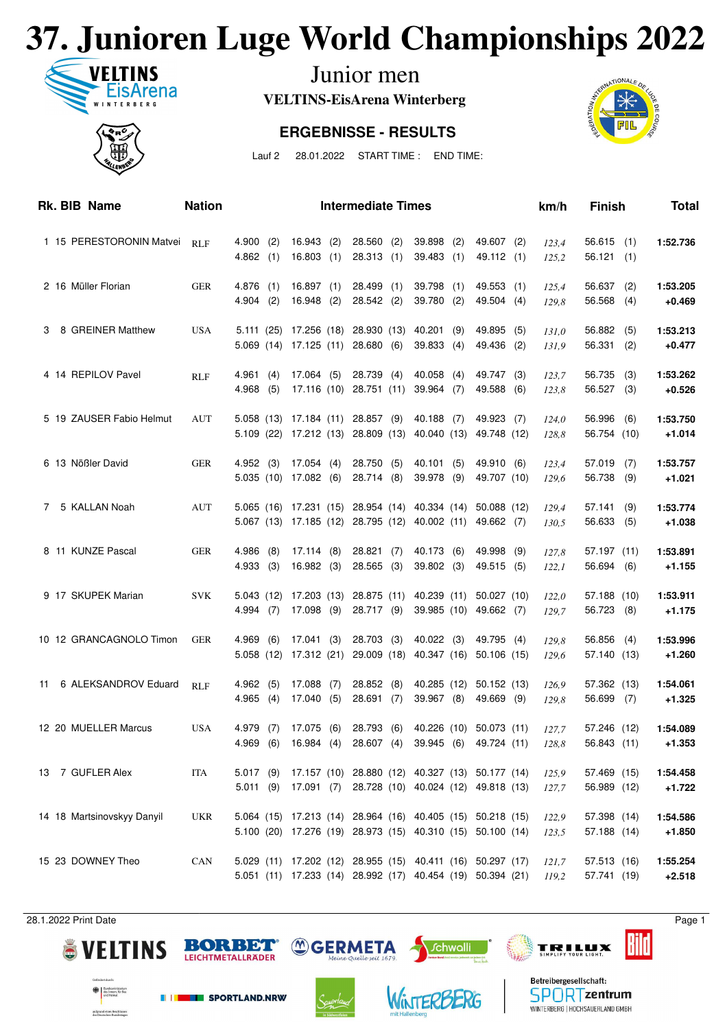# 37. Junioren Luge World Championships 2022

## Junior men

**VELTINS-EisArena Winterberg**

**ERGEBNISSE - RESULTS**

Lauf 2 28.01.2022 START TIME : END TIME:

| Rk. | BIB | Name | Nation | Intermediate Times | | | | | km/h | Finish | Total |
|---|---|---|---|---|---|---|---|---|---|---|---|
| 1 | 15 | PERESTORONIN Matvei | RLF | 4.900 (2) | 16.943 (2) | 28.560 (2) | 39.898 (2) | 49.607 (2) | *123,4* | 56.615 (1) | **1:52.736** |
| | | | | 4.862 (1) | 16.803 (1) | 28.313 (1) | 39.483 (1) | 49.112 (1) | *125,2* | 56.121 (1) | |
| 2 | 16 | Müller Florian | GER | 4.876 (1) | 16.897 (1) | 28.499 (1) | 39.798 (1) | 49.553 (1) | *125,4* | 56.637 (2) | **1:53.205** |
| | | | | 4.904 (2) | 16.948 (2) | 28.542 (2) | 39.780 (2) | 49.504 (4) | *129,8* | 56.568 (4) | **+0.469** |
| 3 | 8 | GREINER Matthew | USA | 5.111 (25) | 17.256 (18) | 28.930 (13) | 40.201 (9) | 49.895 (5) | *131,0* | 56.882 (5) | **1:53.213** |
| | | | | 5.069 (14) | 17.125 (11) | 28.680 (6) | 39.833 (4) | 49.436 (2) | *131,9* | 56.331 (2) | **+0.477** |
| 4 | 14 | REPILOV Pavel | RLF | 4.961 (4) | 17.064 (5) | 28.739 (4) | 40.058 (4) | 49.747 (3) | *123,7* | 56.735 (3) | **1:53.262** |
| | | | | 4.968 (5) | 17.116 (10) | 28.751 (11) | 39.964 (7) | 49.588 (6) | *123,8* | 56.527 (3) | **+0.526** |
| 5 | 19 | ZAUSER Fabio Helmut | AUT | 5.058 (13) | 17.184 (11) | 28.857 (9) | 40.188 (7) | 49.923 (7) | *124,0* | 56.996 (6) | **1:53.750** |
| | | | | 5.109 (22) | 17.212 (13) | 28.809 (13) | 40.040 (13) | 49.748 (12) | *128,8* | 56.754 (10) | **+1.014** |
| 6 | 13 | Nößler David | GER | 4.952 (3) | 17.054 (4) | 28.750 (5) | 40.101 (5) | 49.910 (6) | *123,4* | 57.019 (7) | **1:53.757** |
| | | | | 5.035 (10) | 17.082 (6) | 28.714 (8) | 39.978 (9) | 49.707 (10) | *129,6* | 56.738 (9) | **+1.021** |
| 7 | 5 | KALLAN Noah | AUT | 5.065 (16) | 17.231 (15) | 28.954 (14) | 40.334 (14) | 50.088 (12) | *129,4* | 57.141 (9) | **1:53.774** |
| | | | | 5.067 (13) | 17.185 (12) | 28.795 (12) | 40.002 (11) | 49.662 (7) | *130,5* | 56.633 (5) | **+1.038** |
| 8 | 11 | KUNZE Pascal | GER | 4.986 (8) | 17.114 (8) | 28.821 (7) | 40.173 (6) | 49.998 (9) | *127,8* | 57.197 (11) | **1:53.891** |
| | | | | 4.933 (3) | 16.982 (3) | 28.565 (3) | 39.802 (3) | 49.515 (5) | *122,1* | 56.694 (6) | **+1.155** |
| 9 | 17 | SKUPEK Marian | SVK | 5.043 (12) | 17.203 (13) | 28.875 (11) | 40.239 (11) | 50.027 (10) | *122,0* | 57.188 (10) | **1:53.911** |
| | | | | 4.994 (7) | 17.098 (9) | 28.717 (9) | 39.985 (10) | 49.662 (7) | *129,7* | 56.723 (8) | **+1.175** |
| 10 | 12 | GRANCAGNOLO Timon | GER | 4.969 (6) | 17.041 (3) | 28.703 (3) | 40.022 (3) | 49.795 (4) | *129,8* | 56.856 (4) | **1:53.996** |
| | | | | 5.058 (12) | 17.312 (21) | 29.009 (18) | 40.347 (16) | 50.106 (15) | *129,6* | 57.140 (13) | **+1.260** |
| 11 | 6 | ALEKSANDROV Eduard | RLF | 4.962 (5) | 17.088 (7) | 28.852 (8) | 40.285 (12) | 50.152 (13) | *126,9* | 57.362 (13) | **1:54.061** |
| | | | | 4.965 (4) | 17.040 (5) | 28.691 (7) | 39.967 (8) | 49.669 (9) | *129,8* | 56.699 (7) | **+1.325** |
| 12 | 20 | MUELLER Marcus | USA | 4.979 (7) | 17.075 (6) | 28.793 (6) | 40.226 (10) | 50.073 (11) | *127,7* | 57.246 (12) | **1:54.089** |
| | | | | 4.969 (6) | 16.984 (4) | 28.607 (4) | 39.945 (6) | 49.724 (11) | *128,8* | 56.843 (11) | **+1.353** |
| 13 | 7 | GUFLER Alex | ITA | 5.017 (9) | 17.157 (10) | 28.880 (12) | 40.327 (13) | 50.177 (14) | *125,9* | 57.469 (15) | **1:54.458** |
| | | | | 5.011 (9) | 17.091 (7) | 28.728 (10) | 40.024 (12) | 49.818 (13) | *127,7* | 56.989 (12) | **+1.722** |
| 14 | 18 | Martsinovskyy Danyil | UKR | 5.064 (15) | 17.213 (14) | 28.964 (16) | 40.405 (15) | 50.218 (15) | *122,9* | 57.398 (14) | **1:54.586** |
| | | | | 5.100 (20) | 17.276 (19) | 28.973 (15) | 40.310 (15) | 50.100 (14) | *123,5* | 57.188 (14) | **+1.850** |
| 15 | 23 | DOWNEY Theo | CAN | 5.029 (11) | 17.202 (12) | 28.955 (15) | 40.411 (16) | 50.297 (17) | *121,7* | 57.513 (16) | **1:55.254** |
| | | | | 5.051 (11) | 17.233 (14) | 28.992 (17) | 40.454 (19) | 50.394 (21) | *119,2* | 57.741 (19) | **+2.518** |

28.1.2022 Print Date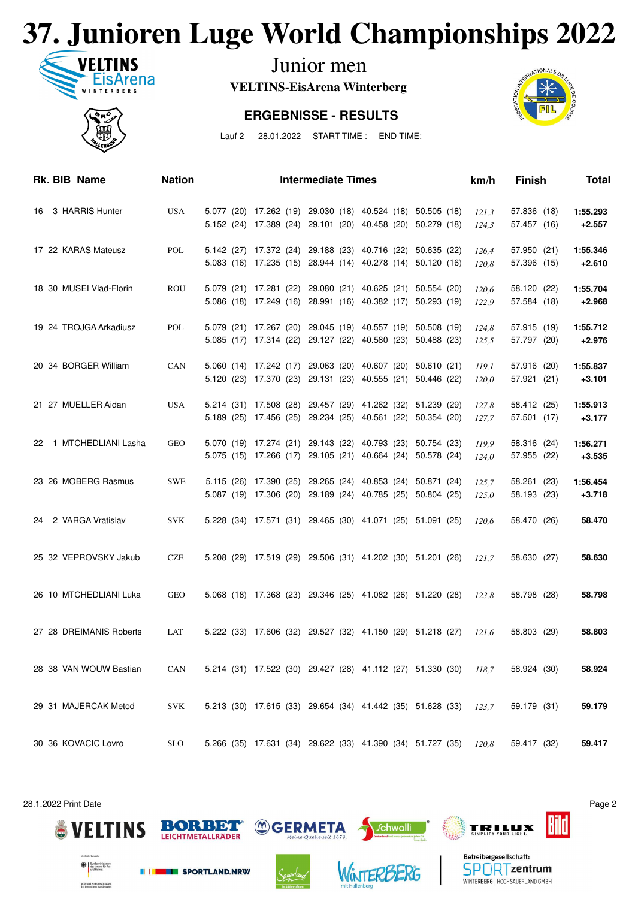# 37. Junioren Luge World Championships 2022

## Junior men

**VELTINS-EisArena Winterberg**

### ERGEBNISSE - RESULTS

Lauf 2 28.01.2022 START TIME : END TIME:

| Rk. | BIB | Name | Nation | Intermediate Times | | | | | km/h | Finish | Total |
|---|---|---|---|---|---|---|---|---|---|---|---|
| 16 | 3 | HARRIS Hunter | USA | 5.077 (20) | 17.262 (19) | 29.030 (18) | 40.524 (18) | 50.505 (18) | *121,3* | 57.836 (18) | **1:55.293** |
| | | | | 5.152 (24) | 17.389 (24) | 29.101 (20) | 40.458 (20) | 50.279 (18) | *124,3* | 57.457 (16) | **+2.557** |
| 17 | 22 | KARAS Mateusz | POL | 5.142 (27) | 17.372 (24) | 29.188 (23) | 40.716 (22) | 50.635 (22) | *126,4* | 57.950 (21) | **1:55.346** |
| | | | | 5.083 (16) | 17.235 (15) | 28.944 (14) | 40.278 (14) | 50.120 (16) | *120,8* | 57.396 (15) | **+2.610** |
| 18 | 30 | MUSEI Vlad-Florin | ROU | 5.079 (21) | 17.281 (22) | 29.080 (21) | 40.625 (21) | 50.554 (20) | *120,6* | 58.120 (22) | **1:55.704** |
| | | | | 5.086 (18) | 17.249 (16) | 28.991 (16) | 40.382 (17) | 50.293 (19) | *122,9* | 57.584 (18) | **+2.968** |
| 19 | 24 | TROJGA Arkadiusz | POL | 5.079 (21) | 17.267 (20) | 29.045 (19) | 40.557 (19) | 50.508 (19) | *124,8* | 57.915 (19) | **1:55.712** |
| | | | | 5.085 (17) | 17.314 (22) | 29.127 (22) | 40.580 (23) | 50.488 (23) | *125,5* | 57.797 (20) | **+2.976** |
| 20 | 34 | BORGER William | CAN | 5.060 (14) | 17.242 (17) | 29.063 (20) | 40.607 (20) | 50.610 (21) | *119,1* | 57.916 (20) | **1:55.837** |
| | | | | 5.120 (23) | 17.370 (23) | 29.131 (23) | 40.555 (21) | 50.446 (22) | *120,0* | 57.921 (21) | **+3.101** |
| 21 | 27 | MUELLER Aidan | USA | 5.214 (31) | 17.508 (28) | 29.457 (29) | 41.262 (32) | 51.239 (29) | *127,8* | 58.412 (25) | **1:55.913** |
| | | | | 5.189 (25) | 17.456 (25) | 29.234 (25) | 40.561 (22) | 50.354 (20) | *127,7* | 57.501 (17) | **+3.177** |
| 22 | 1 | MTCHEDLIANI Lasha | GEO | 5.070 (19) | 17.274 (21) | 29.143 (22) | 40.793 (23) | 50.754 (23) | *119,9* | 58.316 (24) | **1:56.271** |
| | | | | 5.075 (15) | 17.266 (17) | 29.105 (21) | 40.664 (24) | 50.578 (24) | *124,0* | 57.955 (22) | **+3.535** |
| 23 | 26 | MOBERG Rasmus | SWE | 5.115 (26) | 17.390 (25) | 29.265 (24) | 40.853 (24) | 50.871 (24) | *125,7* | 58.261 (23) | **1:56.454** |
| | | | | 5.087 (19) | 17.306 (20) | 29.189 (24) | 40.785 (25) | 50.804 (25) | *125,0* | 58.193 (23) | **+3.718** |
| 24 | 2 | VARGA Vratislav | SVK | 5.228 (34) | 17.571 (31) | 29.465 (30) | 41.071 (25) | 51.091 (25) | *120,6* | 58.470 (26) | **58.470** |
| 25 | 32 | VEPROVSKY Jakub | CZE | 5.208 (29) | 17.519 (29) | 29.506 (31) | 41.202 (30) | 51.201 (26) | *121,7* | 58.630 (27) | **58.630** |
| 26 | 10 | MTCHEDLIANI Luka | GEO | 5.068 (18) | 17.368 (23) | 29.346 (25) | 41.082 (26) | 51.220 (28) | *123,8* | 58.798 (28) | **58.798** |
| 27 | 28 | DREIMANIS Roberts | LAT | 5.222 (33) | 17.606 (32) | 29.527 (32) | 41.150 (29) | 51.218 (27) | *121,6* | 58.803 (29) | **58.803** |
| 28 | 38 | VAN WOUW Bastian | CAN | 5.214 (31) | 17.522 (30) | 29.427 (28) | 41.112 (27) | 51.330 (30) | *118,7* | 58.924 (30) | **58.924** |
| 29 | 31 | MAJERCAK Metod | SVK | 5.213 (30) | 17.615 (33) | 29.654 (34) | 41.442 (35) | 51.628 (33) | *123,7* | 59.179 (31) | **59.179** |
| 30 | 36 | KOVACIC Lovro | SLO | 5.266 (35) | 17.631 (34) | 29.622 (33) | 41.390 (34) | 51.727 (35) | *120,8* | 59.417 (32) | **59.417** |

28.1.2022 Print Date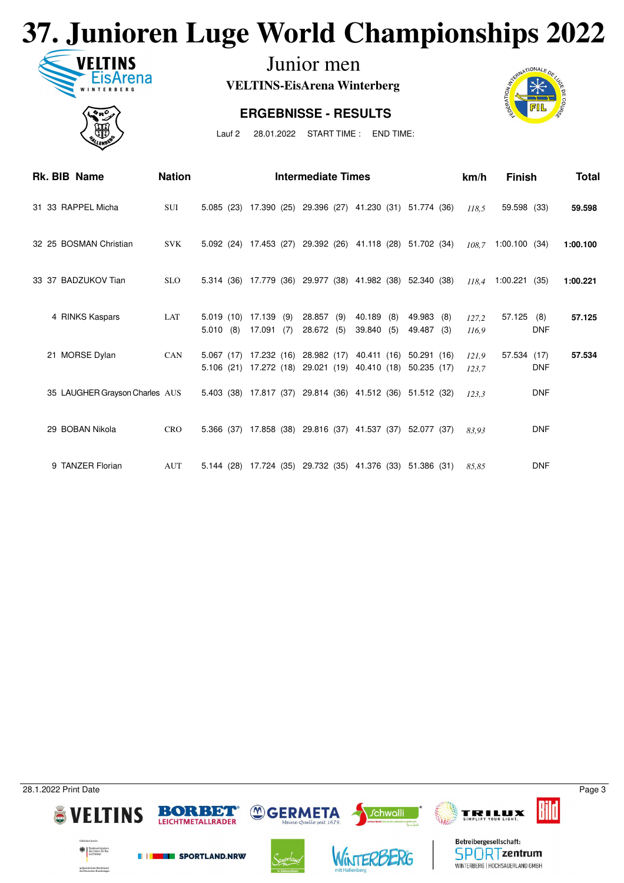# 37. Junioren Luge World Championships 2022

## Junior men

**VELTINS-EisArena Winterberg**

### ERGEBNISSE - RESULTS

Lauf 2 28.01.2022 START TIME : END TIME:

| Rk. | BIB | Name | Nation | Intermediate Times | | | | | km/h | Finish | Total |
|---|---|---|---|---|---|---|---|---|---|---|---|
| 31 | 33 | RAPPEL Micha | SUI | 5.085 (23) | 17.390 (25) | 29.396 (27) | 41.230 (31) | 51.774 (36) | *118,5* | 59.598 (33) | **59.598** |
| 32 | 25 | BOSMAN Christian | SVK | 5.092 (24) | 17.453 (27) | 29.392 (26) | 41.118 (28) | 51.702 (34) | *108,7* | 1:00.100 (34) | **1:00.100** |
| 33 | 37 | BADZUKOV Tian | SLO | 5.314 (36) | 17.779 (36) | 29.977 (38) | 41.982 (38) | 52.340 (38) | *118,4* | 1:00.221 (35) | **1:00.221** |
| | 4 | RINKS Kaspars | LAT | 5.019 (10) | 17.139 (9) | 28.857 (9) | 40.189 (8) | 49.983 (8) | *127,2* | 57.125 (8) | **57.125** |
| | | | | 5.010 (8) | 17.091 (7) | 28.672 (5) | 39.840 (5) | 49.487 (3) | *116,9* | DNF | |
| | 21 | MORSE Dylan | CAN | 5.067 (17) | 17.232 (16) | 28.982 (17) | 40.411 (16) | 50.291 (16) | *121,9* | 57.534 (17) | **57.534** |
| | | | | 5.106 (21) | 17.272 (18) | 29.021 (19) | 40.410 (18) | 50.235 (17) | *123,7* | DNF | |
| | 35 | LAUGHER Grayson Charles | AUS | 5.403 (38) | 17.817 (37) | 29.814 (36) | 41.512 (36) | 51.512 (32) | *123,3* | DNF | |
| | 29 | BOBAN Nikola | CRO | 5.366 (37) | 17.858 (38) | 29.816 (37) | 41.537 (37) | 52.077 (37) | *83,93* | DNF | |
| | 9 | TANZER Florian | AUT | 5.144 (28) | 17.724 (35) | 29.732 (35) | 41.376 (33) | 51.386 (31) | *85,85* | DNF | |

28.1.2022 Print Date